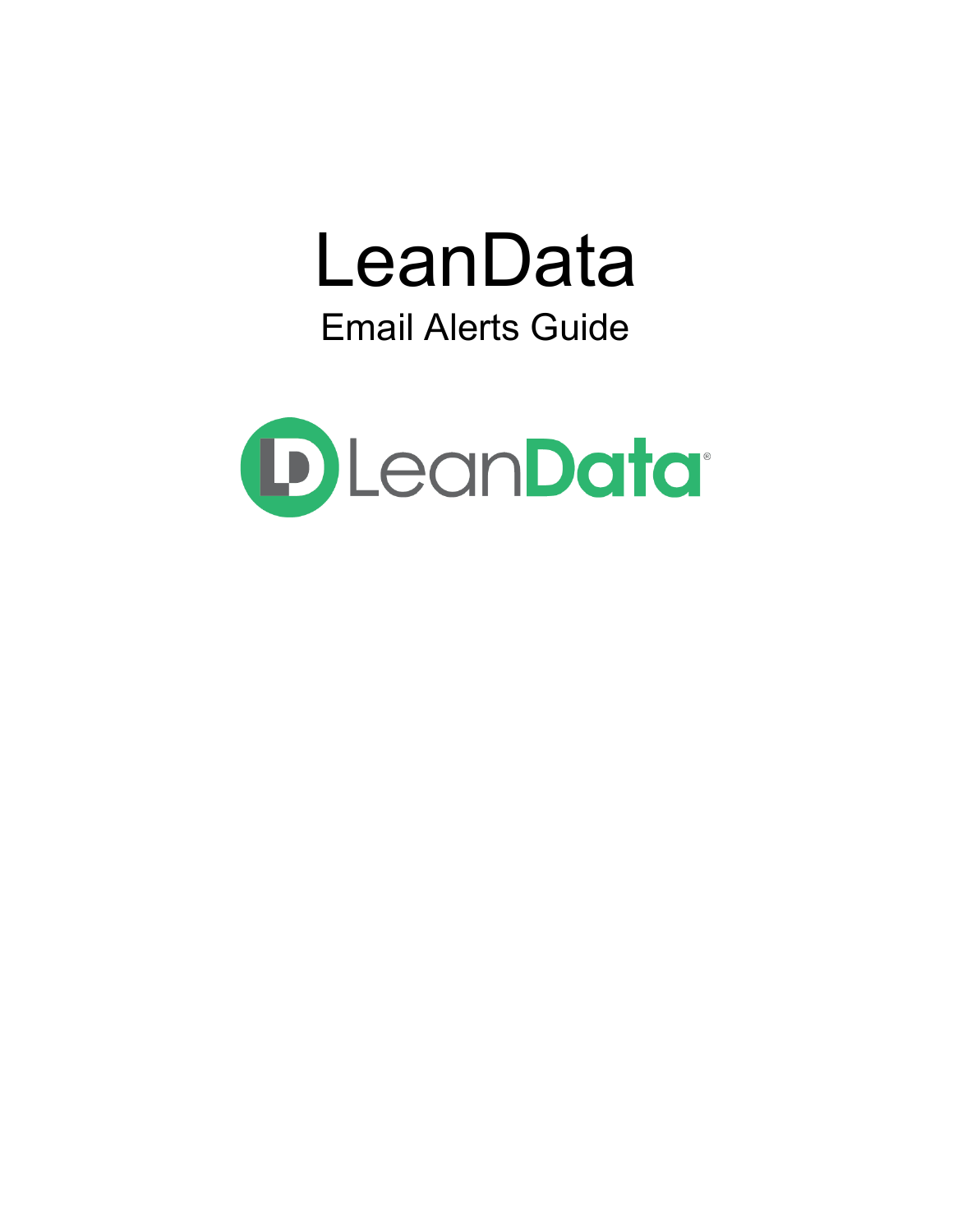# LeanData

## Email Alerts Guide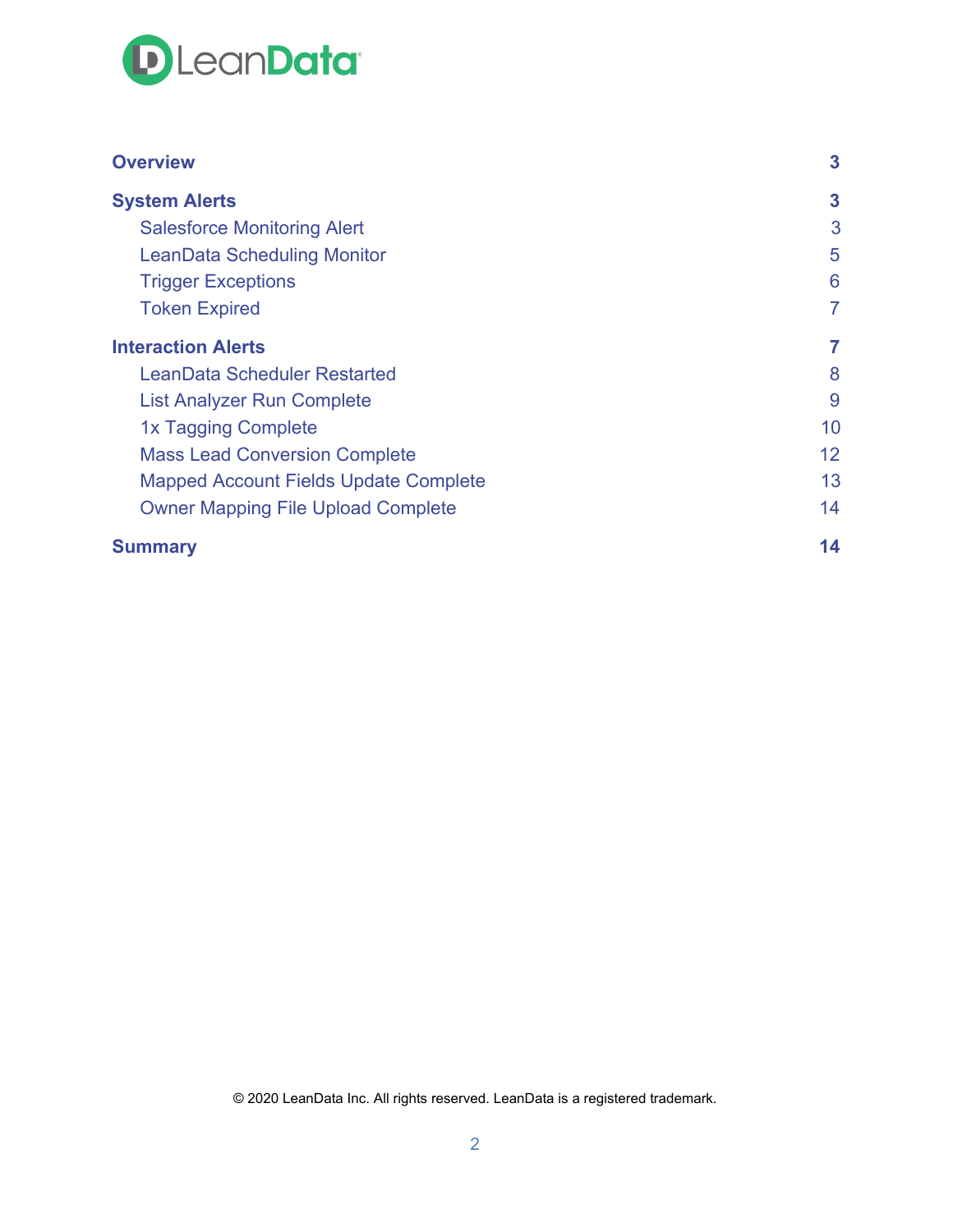| | |
|---|---|
| **Overview** | **3** |
| **System Alerts** | **3** |
| Salesforce Monitoring Alert | 3 |
| LeanData Scheduling Monitor | 5 |
| Trigger Exceptions | 6 |
| Token Expired | 7 |
| **Interaction Alerts** | **7** |
| LeanData Scheduler Restarted | 8 |
| List Analyzer Run Complete | 9 |
| 1x Tagging Complete | 10 |
| Mass Lead Conversion Complete | 12 |
| Mapped Account Fields Update Complete | 13 |
| Owner Mapping File Upload Complete | 14 |
| **Summary** | **14** |

© 2020 LeanData Inc. All rights reserved. LeanData is a registered trademark.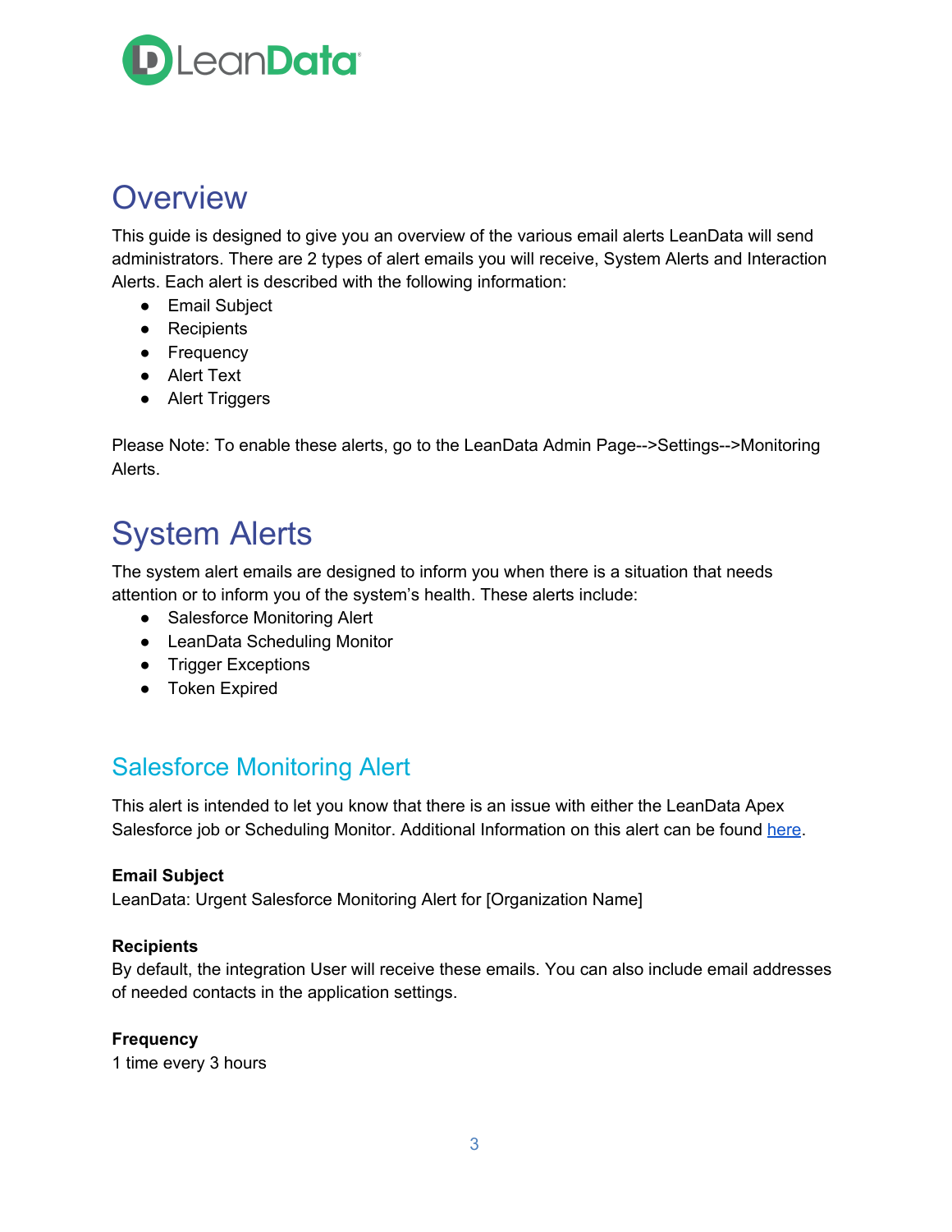# Overview

This guide is designed to give you an overview of the various email alerts LeanData will send administrators. There are 2 types of alert emails you will receive, System Alerts and Interaction Alerts. Each alert is described with the following information:

- Email Subject
- Recipients
- Frequency
- Alert Text
- Alert Triggers

Please Note: To enable these alerts, go to the LeanData Admin Page-->Settings-->Monitoring Alerts.

# System Alerts

The system alert emails are designed to inform you when there is a situation that needs attention or to inform you of the system's health. These alerts include:

- Salesforce Monitoring Alert
- LeanData Scheduling Monitor
- Trigger Exceptions
- Token Expired

## Salesforce Monitoring Alert

This alert is intended to let you know that there is an issue with either the LeanData Apex Salesforce job or Scheduling Monitor. Additional Information on this alert can be found here.

**Email Subject**
LeanData: Urgent Salesforce Monitoring Alert for [Organization Name]

**Recipients**
By default, the integration User will receive these emails. You can also include email addresses of needed contacts in the application settings.

**Frequency**
1 time every 3 hours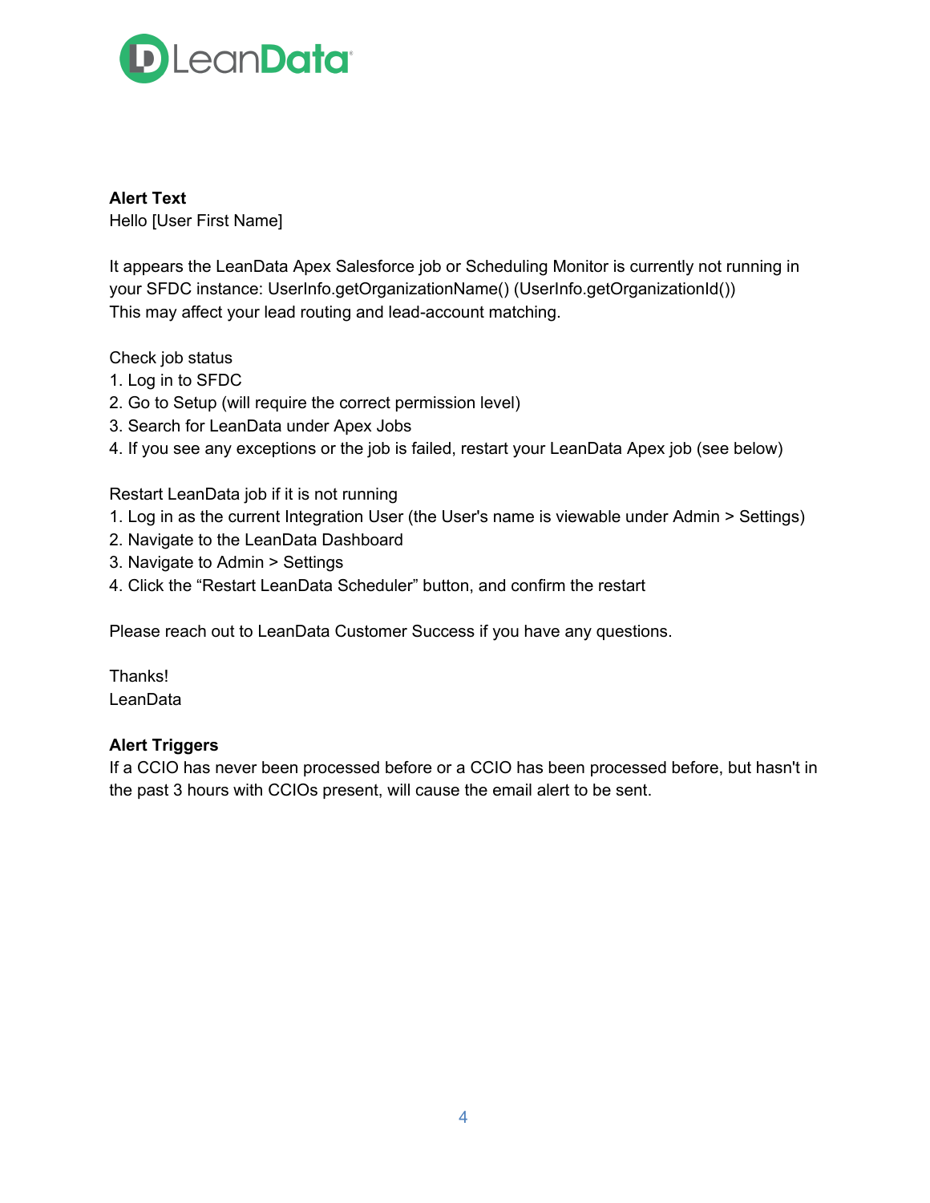**Alert Text**

Hello [User First Name]

It appears the LeanData Apex Salesforce job or Scheduling Monitor is currently not running in your SFDC instance: UserInfo.getOrganizationName() (UserInfo.getOrganizationId())
This may affect your lead routing and lead-account matching.

Check job status

1. Log in to SFDC
2. Go to Setup (will require the correct permission level)
3. Search for LeanData under Apex Jobs
4. If you see any exceptions or the job is failed, restart your LeanData Apex job (see below)

Restart LeanData job if it is not running

1. Log in as the current Integration User (the User's name is viewable under Admin > Settings)
2. Navigate to the LeanData Dashboard
3. Navigate to Admin > Settings
4. Click the “Restart LeanData Scheduler” button, and confirm the restart

Please reach out to LeanData Customer Success if you have any questions.

Thanks!
LeanData

**Alert Triggers**

If a CCIO has never been processed before or a CCIO has been processed before, but hasn't in the past 3 hours with CCIOs present, will cause the email alert to be sent.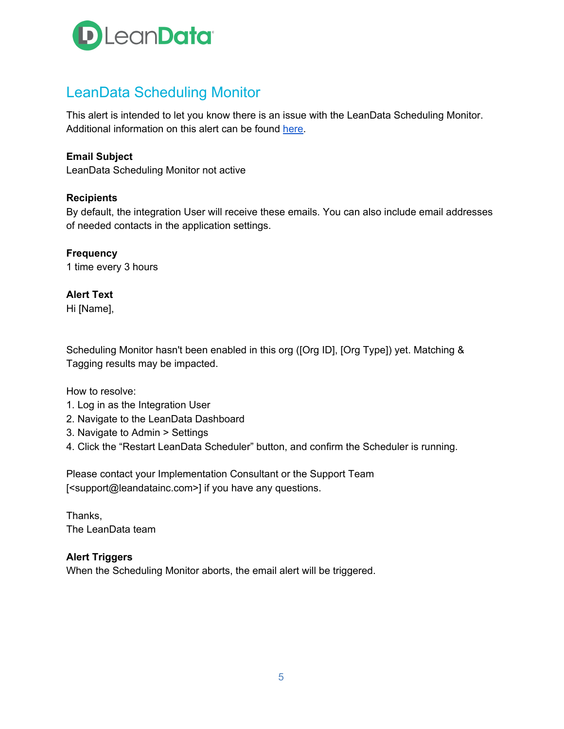# LeanData Scheduling Monitor

This alert is intended to let you know there is an issue with the LeanData Scheduling Monitor. Additional information on this alert can be found [here](#).

**Email Subject**
LeanData Scheduling Monitor not active

**Recipients**
By default, the integration User will receive these emails. You can also include email addresses of needed contacts in the application settings.

**Frequency**
1 time every 3 hours

**Alert Text**
Hi [Name],

Scheduling Monitor hasn't been enabled in this org ([Org ID], [Org Type]) yet. Matching & Tagging results may be impacted.

How to resolve:
1. Log in as the Integration User
2. Navigate to the LeanData Dashboard
3. Navigate to Admin > Settings
4. Click the "Restart LeanData Scheduler" button, and confirm the Scheduler is running.

Please contact your Implementation Consultant or the Support Team [<support@leandatainc.com>] if you have any questions.

Thanks,
The LeanData team

**Alert Triggers**
When the Scheduling Monitor aborts, the email alert will be triggered.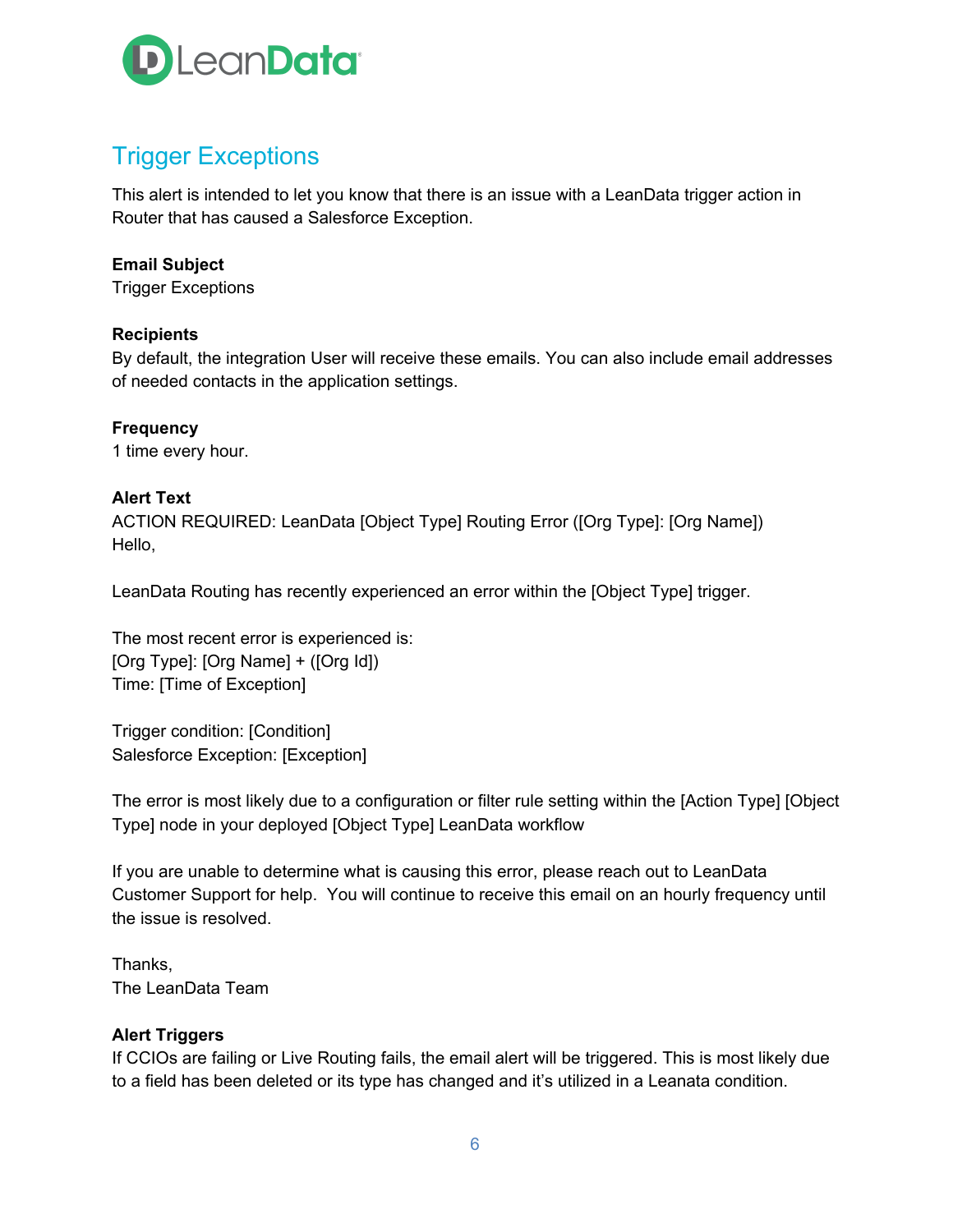## Trigger Exceptions

This alert is intended to let you know that there is an issue with a LeanData trigger action in Router that has caused a Salesforce Exception.

**Email Subject**
Trigger Exceptions

**Recipients**
By default, the integration User will receive these emails. You can also include email addresses of needed contacts in the application settings.

**Frequency**
1 time every hour.

**Alert Text**
ACTION REQUIRED: LeanData [Object Type] Routing Error ([Org Type]: [Org Name])
Hello,

LeanData Routing has recently experienced an error within the [Object Type] trigger.

The most recent error is experienced is:
[Org Type]: [Org Name] + ([Org Id])
Time: [Time of Exception]

Trigger condition: [Condition]
Salesforce Exception: [Exception]

The error is most likely due to a configuration or filter rule setting within the [Action Type] [Object Type] node in your deployed [Object Type] LeanData workflow

If you are unable to determine what is causing this error, please reach out to LeanData Customer Support for help. You will continue to receive this email on an hourly frequency until the issue is resolved.

Thanks,
The LeanData Team

**Alert Triggers**
If CCIOs are failing or Live Routing fails, the email alert will be triggered. This is most likely due to a field has been deleted or its type has changed and it's utilized in a Leanata condition.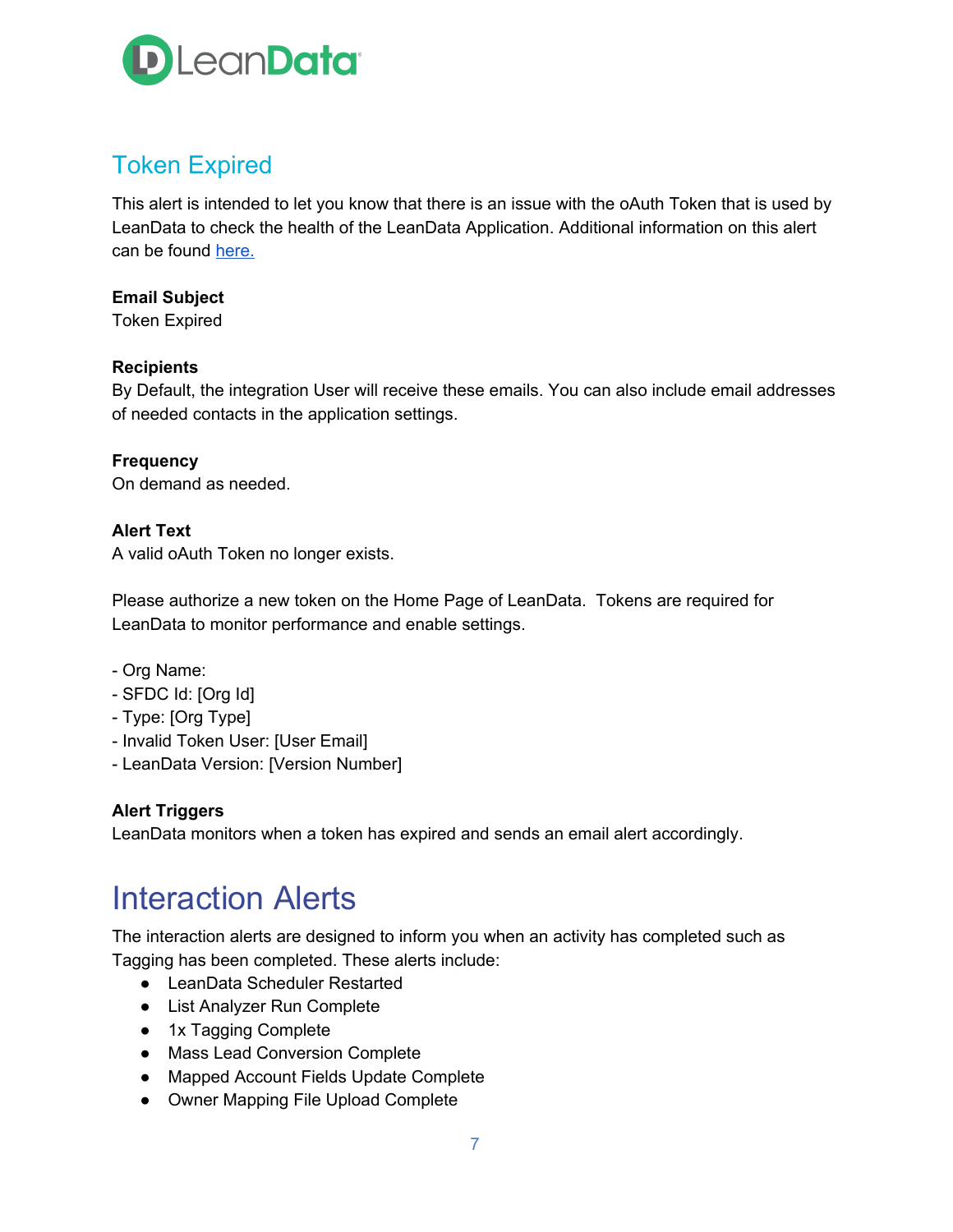## Token Expired

This alert is intended to let you know that there is an issue with the oAuth Token that is used by LeanData to check the health of the LeanData Application. Additional information on this alert can be found [here.](#)

**Email Subject**
Token Expired

**Recipients**
By Default, the integration User will receive these emails. You can also include email addresses of needed contacts in the application settings.

**Frequency**
On demand as needed.

**Alert Text**
A valid oAuth Token no longer exists.

Please authorize a new token on the Home Page of LeanData. Tokens are required for LeanData to monitor performance and enable settings.

- Org Name:
- SFDC Id: [Org Id]
- Type: [Org Type]
- Invalid Token User: [User Email]
- LeanData Version: [Version Number]

**Alert Triggers**
LeanData monitors when a token has expired and sends an email alert accordingly.

# Interaction Alerts

The interaction alerts are designed to inform you when an activity has completed such as Tagging has been completed. These alerts include:

- LeanData Scheduler Restarted
- List Analyzer Run Complete
- 1x Tagging Complete
- Mass Lead Conversion Complete
- Mapped Account Fields Update Complete
- Owner Mapping File Upload Complete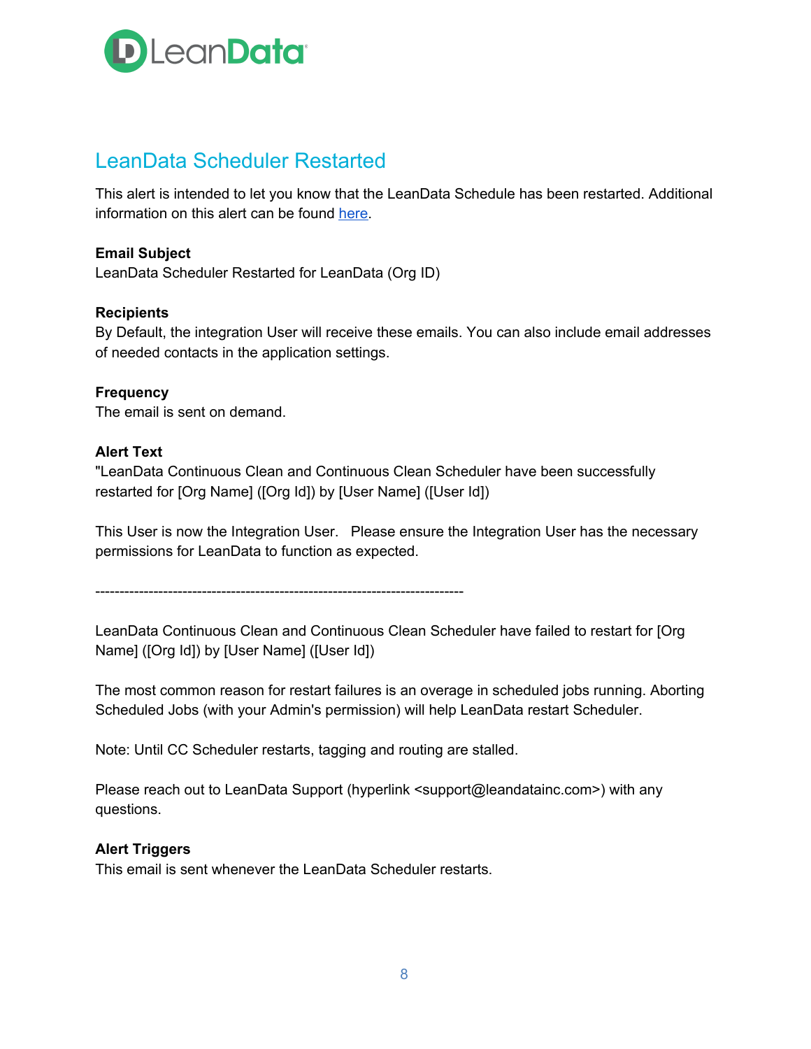## LeanData Scheduler Restarted

This alert is intended to let you know that the LeanData Schedule has been restarted. Additional information on this alert can be found here.

**Email Subject**
LeanData Scheduler Restarted for LeanData (Org ID)

**Recipients**
By Default, the integration User will receive these emails. You can also include email addresses of needed contacts in the application settings.

**Frequency**
The email is sent on demand.

**Alert Text**
"LeanData Continuous Clean and Continuous Clean Scheduler have been successfully restarted for [Org Name] ([Org Id]) by [User Name] ([User Id])

This User is now the Integration User.   Please ensure the Integration User has the necessary permissions for LeanData to function as expected.

---------------------------------------------------------------------------

LeanData Continuous Clean and Continuous Clean Scheduler have failed to restart for [Org Name] ([Org Id]) by [User Name] ([User Id])

The most common reason for restart failures is an overage in scheduled jobs running. Aborting Scheduled Jobs (with your Admin's permission) will help LeanData restart Scheduler.

Note: Until CC Scheduler restarts, tagging and routing are stalled.

Please reach out to LeanData Support (hyperlink <support@leandatainc.com>) with any questions.

**Alert Triggers**
This email is sent whenever the LeanData Scheduler restarts.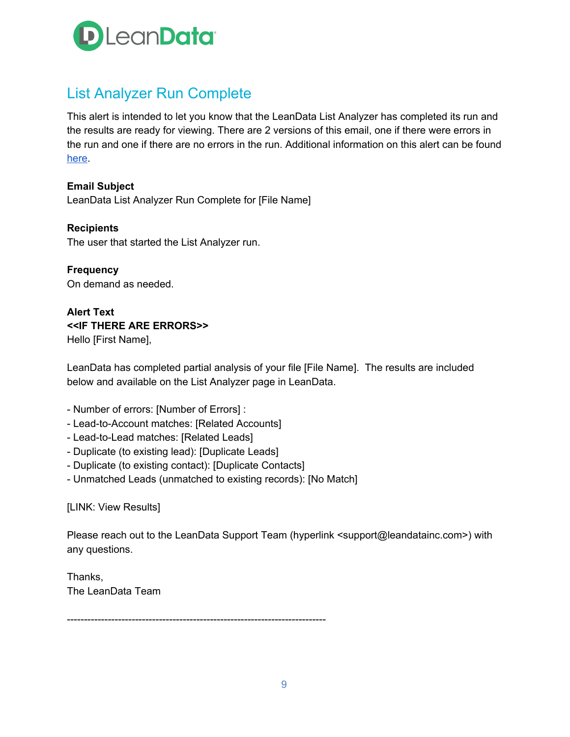## List Analyzer Run Complete

This alert is intended to let you know that the LeanData List Analyzer has completed its run and the results are ready for viewing. There are 2 versions of this email, one if there were errors in the run and one if there are no errors in the run. Additional information on this alert can be found here.

**Email Subject**
LeanData List Analyzer Run Complete for [File Name]

**Recipients**
The user that started the List Analyzer run.

**Frequency**
On demand as needed.

**Alert Text**
**<<IF THERE ARE ERRORS>>**
Hello [First Name],

LeanData has completed partial analysis of your file [File Name]. The results are included below and available on the List Analyzer page in LeanData.

- Number of errors: [Number of Errors] :
- Lead-to-Account matches: [Related Accounts]
- Lead-to-Lead matches: [Related Leads]
- Duplicate (to existing lead): [Duplicate Leads]
- Duplicate (to existing contact): [Duplicate Contacts]
- Unmatched Leads (unmatched to existing records): [No Match]

[LINK: View Results]

Please reach out to the LeanData Support Team (hyperlink <support@leandatainc.com>) with any questions.

Thanks,
The LeanData Team

---------------------------------------------------------------------------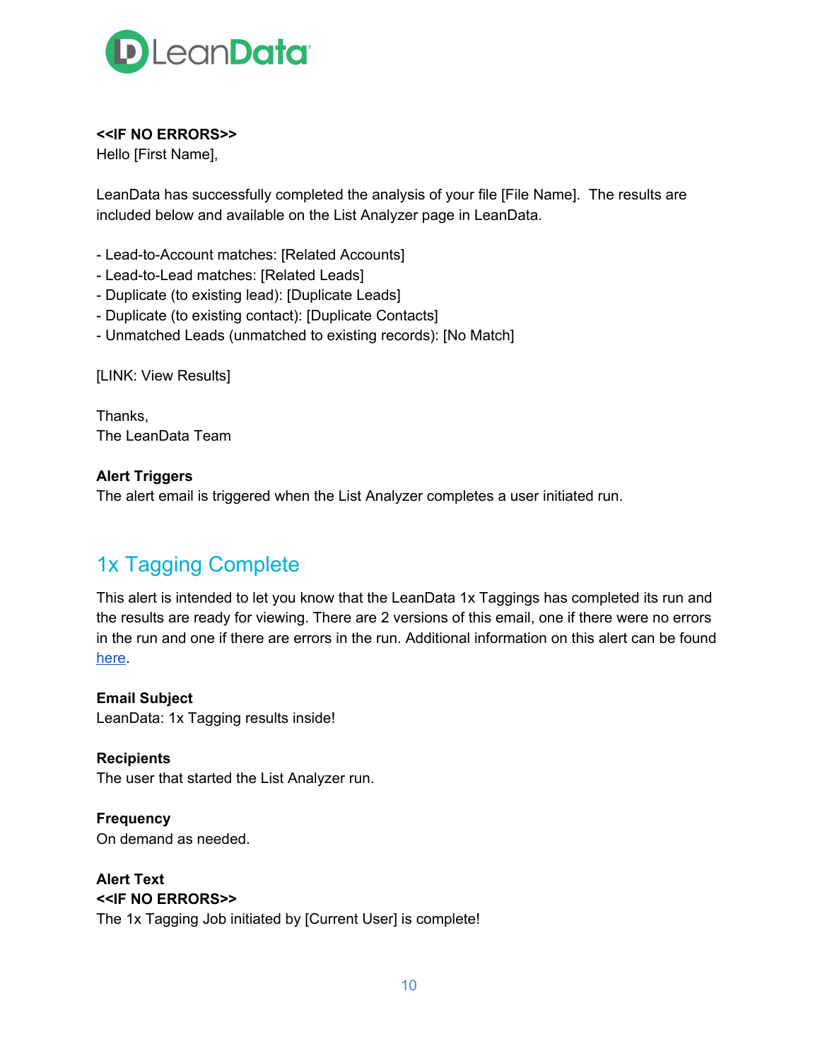**<<IF NO ERRORS>>**
Hello [First Name],

LeanData has successfully completed the analysis of your file [File Name]. The results are included below and available on the List Analyzer page in LeanData.

- Lead-to-Account matches: [Related Accounts]
- Lead-to-Lead matches: [Related Leads]
- Duplicate (to existing lead): [Duplicate Leads]
- Duplicate (to existing contact): [Duplicate Contacts]
- Unmatched Leads (unmatched to existing records): [No Match]

[LINK: View Results]

Thanks,
The LeanData Team

**Alert Triggers**
The alert email is triggered when the List Analyzer completes a user initiated run.

## 1x Tagging Complete

This alert is intended to let you know that the LeanData 1x Taggings has completed its run and the results are ready for viewing. There are 2 versions of this email, one if there were no errors in the run and one if there are errors in the run. Additional information on this alert can be found here.

**Email Subject**
LeanData: 1x Tagging results inside!

**Recipients**
The user that started the List Analyzer run.

**Frequency**
On demand as needed.

**Alert Text**
**<<IF NO ERRORS>>**
The 1x Tagging Job initiated by [Current User] is complete!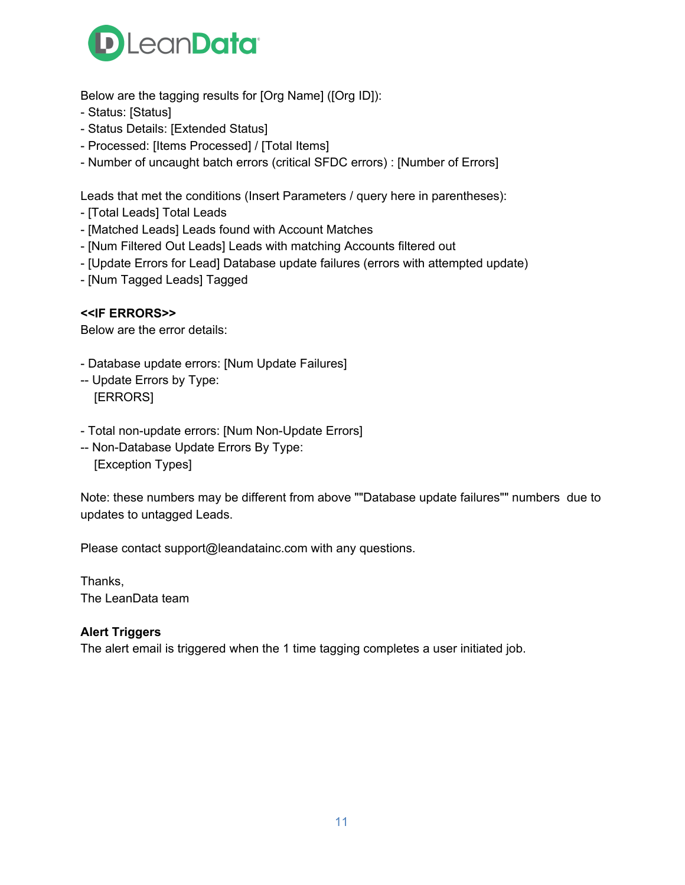Below are the tagging results for [Org Name] ([Org ID]):
- Status: [Status]
- Status Details: [Extended Status]
- Processed: [Items Processed] / [Total Items]
- Number of uncaught batch errors (critical SFDC errors) : [Number of Errors]

Leads that met the conditions (Insert Parameters / query here in parentheses):
- [Total Leads] Total Leads
- [Matched Leads] Leads found with Account Matches
- [Num Filtered Out Leads] Leads with matching Accounts filtered out
- [Update Errors for Lead] Database update failures (errors with attempted update)
- [Num Tagged Leads] Tagged

**<<IF ERRORS>>**
Below are the error details:

- Database update errors: [Num Update Failures]
-- Update Errors by Type:
   [ERRORS]

- Total non-update errors: [Num Non-Update Errors]
-- Non-Database Update Errors By Type:
   [Exception Types]

Note: these numbers may be different from above ""Database update failures"" numbers due to updates to untagged Leads.

Please contact support@leandatainc.com with any questions.

Thanks,
The LeanData team

**Alert Triggers**
The alert email is triggered when the 1 time tagging completes a user initiated job.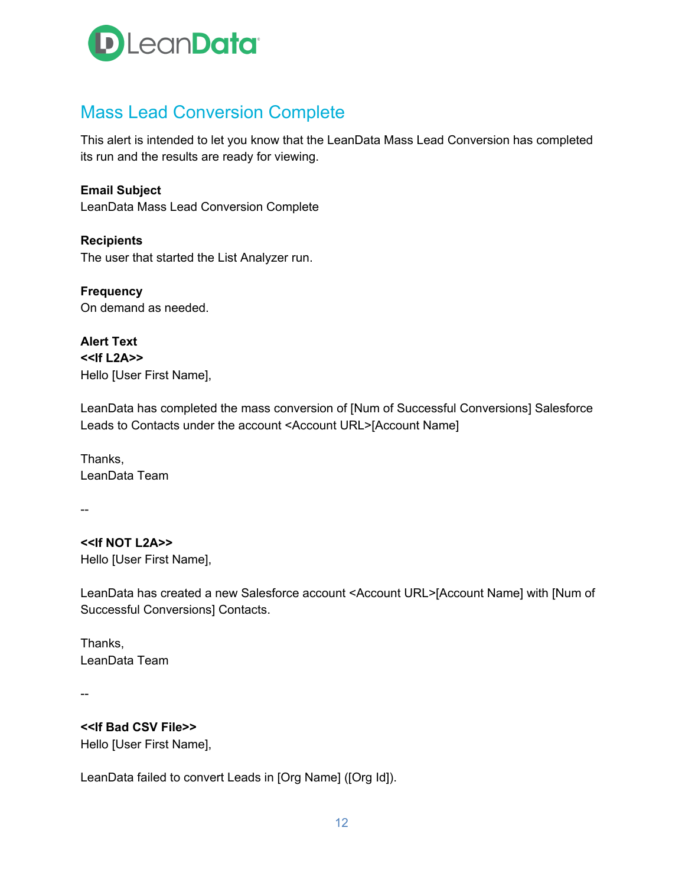## Mass Lead Conversion Complete

This alert is intended to let you know that the LeanData Mass Lead Conversion has completed its run and the results are ready for viewing.

**Email Subject**
LeanData Mass Lead Conversion Complete

**Recipients**
The user that started the List Analyzer run.

**Frequency**
On demand as needed.

**Alert Text**
**<<If L2A>>**
Hello [User First Name],

LeanData has completed the mass conversion of [Num of Successful Conversions] Salesforce Leads to Contacts under the account <Account URL>[Account Name]

Thanks,
LeanData Team

--

**<<If NOT L2A>>**
Hello [User First Name],

LeanData has created a new Salesforce account <Account URL>[Account Name] with [Num of Successful Conversions] Contacts.

Thanks,
LeanData Team

--

**<<If Bad CSV File>>**
Hello [User First Name],

LeanData failed to convert Leads in [Org Name] ([Org Id]).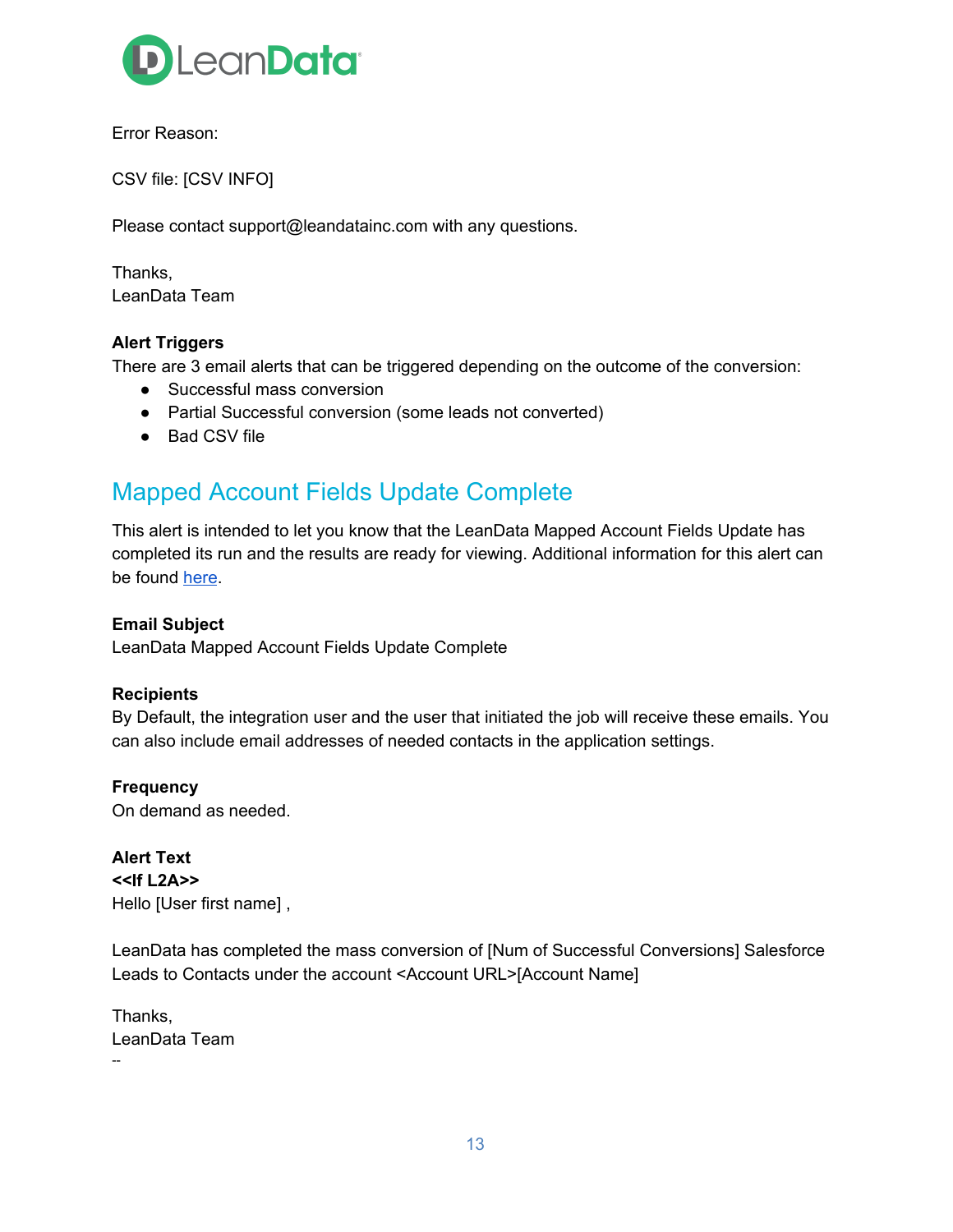Error Reason:

CSV file: [CSV INFO]

Please contact support@leandatainc.com with any questions.

Thanks,
LeanData Team

**Alert Triggers**
There are 3 email alerts that can be triggered depending on the outcome of the conversion:

- Successful mass conversion
- Partial Successful conversion (some leads not converted)
- Bad CSV file

## Mapped Account Fields Update Complete

This alert is intended to let you know that the LeanData Mapped Account Fields Update has completed its run and the results are ready for viewing. Additional information for this alert can be found here.

**Email Subject**
LeanData Mapped Account Fields Update Complete

**Recipients**
By Default, the integration user and the user that initiated the job will receive these emails. You can also include email addresses of needed contacts in the application settings.

**Frequency**
On demand as needed.

**Alert Text**
**<<If L2A>>**
Hello [User first name] ,

LeanData has completed the mass conversion of [Num of Successful Conversions] Salesforce Leads to Contacts under the account <Account URL>[Account Name]

Thanks,
LeanData Team
--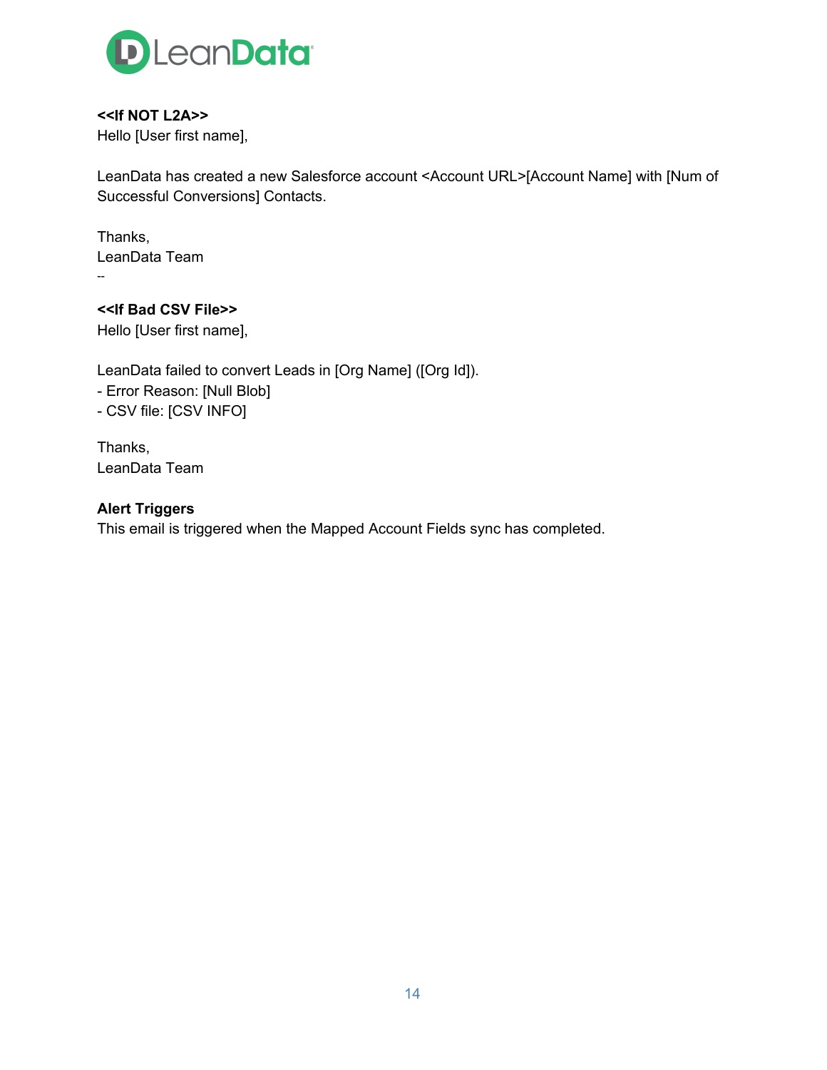**<<If NOT L2A>>**
Hello [User first name],

LeanData has created a new Salesforce account <Account URL>[Account Name] with [Num of Successful Conversions] Contacts.

Thanks,
LeanData Team
--

**<<If Bad CSV File>>**
Hello [User first name],

LeanData failed to convert Leads in [Org Name] ([Org Id]).
- Error Reason: [Null Blob]
- CSV file: [CSV INFO]

Thanks,
LeanData Team

**Alert Triggers**
This email is triggered when the Mapped Account Fields sync has completed.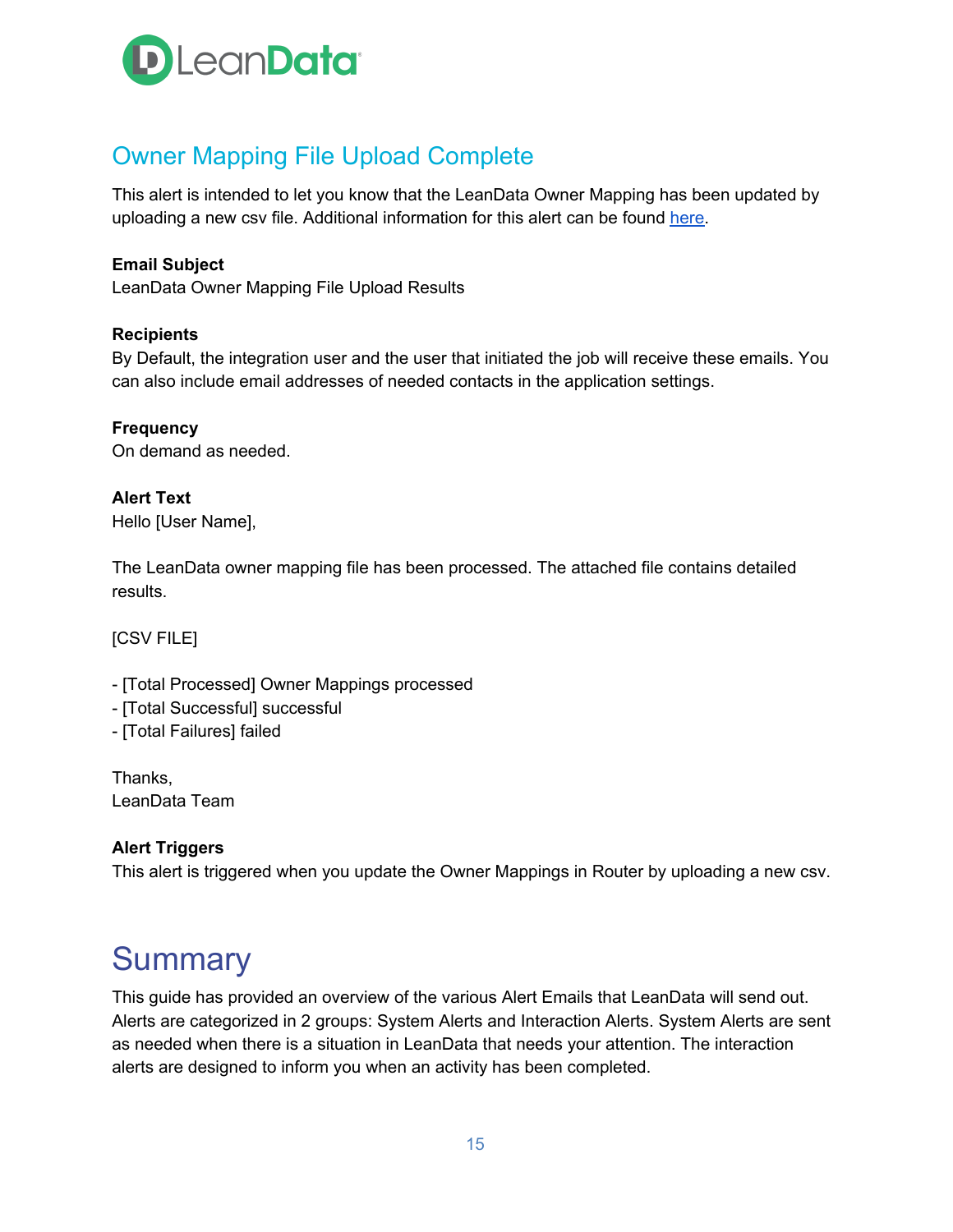## Owner Mapping File Upload Complete

This alert is intended to let you know that the LeanData Owner Mapping has been updated by uploading a new csv file. Additional information for this alert can be found here.

**Email Subject**
LeanData Owner Mapping File Upload Results

**Recipients**
By Default, the integration user and the user that initiated the job will receive these emails. You can also include email addresses of needed contacts in the application settings.

**Frequency**
On demand as needed.

**Alert Text**
Hello [User Name],

The LeanData owner mapping file has been processed. The attached file contains detailed results.

[CSV FILE]

- [Total Processed] Owner Mappings processed
- [Total Successful] successful
- [Total Failures] failed

Thanks,
LeanData Team

**Alert Triggers**
This alert is triggered when you update the Owner Mappings in Router by uploading a new csv.

# Summary

This guide has provided an overview of the various Alert Emails that LeanData will send out. Alerts are categorized in 2 groups: System Alerts and Interaction Alerts. System Alerts are sent as needed when there is a situation in LeanData that needs your attention. The interaction alerts are designed to inform you when an activity has been completed.